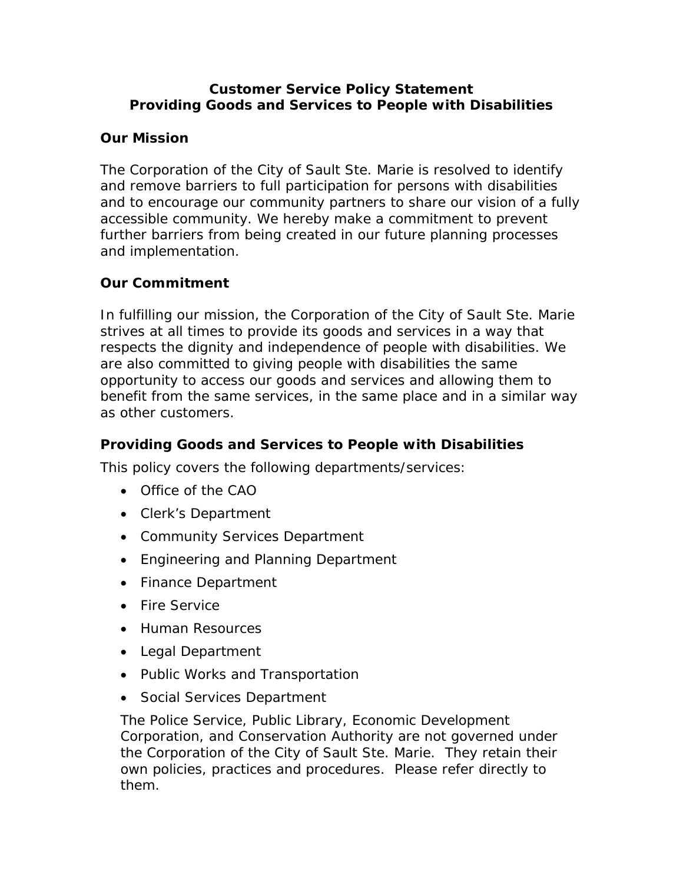# Customer Service Policy Statement
# Providing Goods and Services to People with Disabilities

## Our Mission

The Corporation of the City of Sault Ste. Marie is resolved to identify and remove barriers to full participation for persons with disabilities and to encourage our community partners to share our vision of a fully accessible community. We hereby make a commitment to prevent further barriers from being created in our future planning processes and implementation.

## Our Commitment

In fulfilling our mission, the Corporation of the City of Sault Ste. Marie strives at all times to provide its goods and services in a way that respects the dignity and independence of people with disabilities. We are also committed to giving people with disabilities the same opportunity to access our goods and services and allowing them to benefit from the same services, in the same place and in a similar way as other customers.

## Providing Goods and Services to People with Disabilities

This policy covers the following departments/services:

- Office of the CAO
- Clerk's Department
- Community Services Department
- Engineering and Planning Department
- Finance Department
- Fire Service
- Human Resources
- Legal Department
- Public Works and Transportation
- Social Services Department

The Police Service, Public Library, Economic Development Corporation, and Conservation Authority are not governed under the Corporation of the City of Sault Ste. Marie. They retain their own policies, practices and procedures. Please refer directly to them.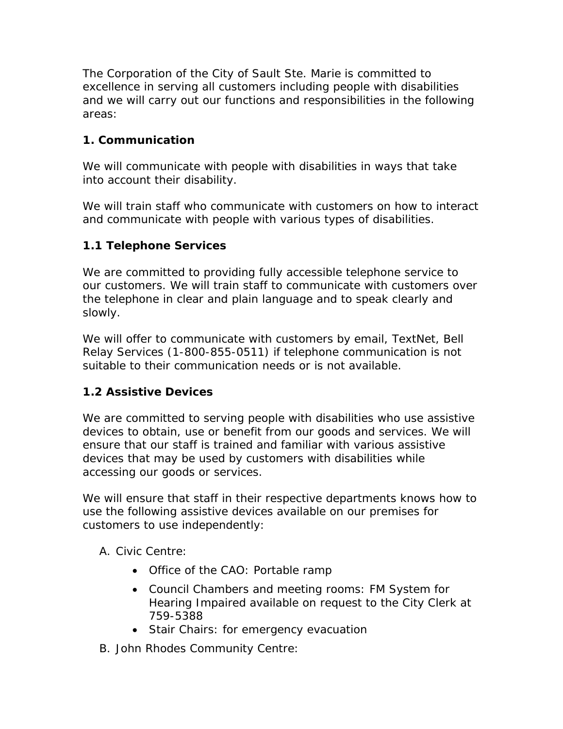The Corporation of the City of Sault Ste. Marie is committed to excellence in serving all customers including people with disabilities and we will carry out our functions and responsibilities in the following areas:

## 1. Communication

We will communicate with people with disabilities in ways that take into account their disability.

We will train staff who communicate with customers on how to interact and communicate with people with various types of disabilities.

### 1.1 Telephone Services

We are committed to providing fully accessible telephone service to our customers. We will train staff to communicate with customers over the telephone in clear and plain language and to speak clearly and slowly.

We will offer to communicate with customers by email, TextNet, Bell Relay Services (1-800-855-0511) if telephone communication is not suitable to their communication needs or is not available.

### 1.2 Assistive Devices

We are committed to serving people with disabilities who use assistive devices to obtain, use or benefit from our goods and services. We will ensure that our staff is trained and familiar with various assistive devices that may be used by customers with disabilities while accessing our goods or services.

We will ensure that staff in their respective departments knows how to use the following assistive devices available on our premises for customers to use independently:

A. Civic Centre:
   - Office of the CAO: Portable ramp
   - Council Chambers and meeting rooms: FM System for Hearing Impaired available on request to the City Clerk at 759-5388
   - Stair Chairs: for emergency evacuation

B. John Rhodes Community Centre: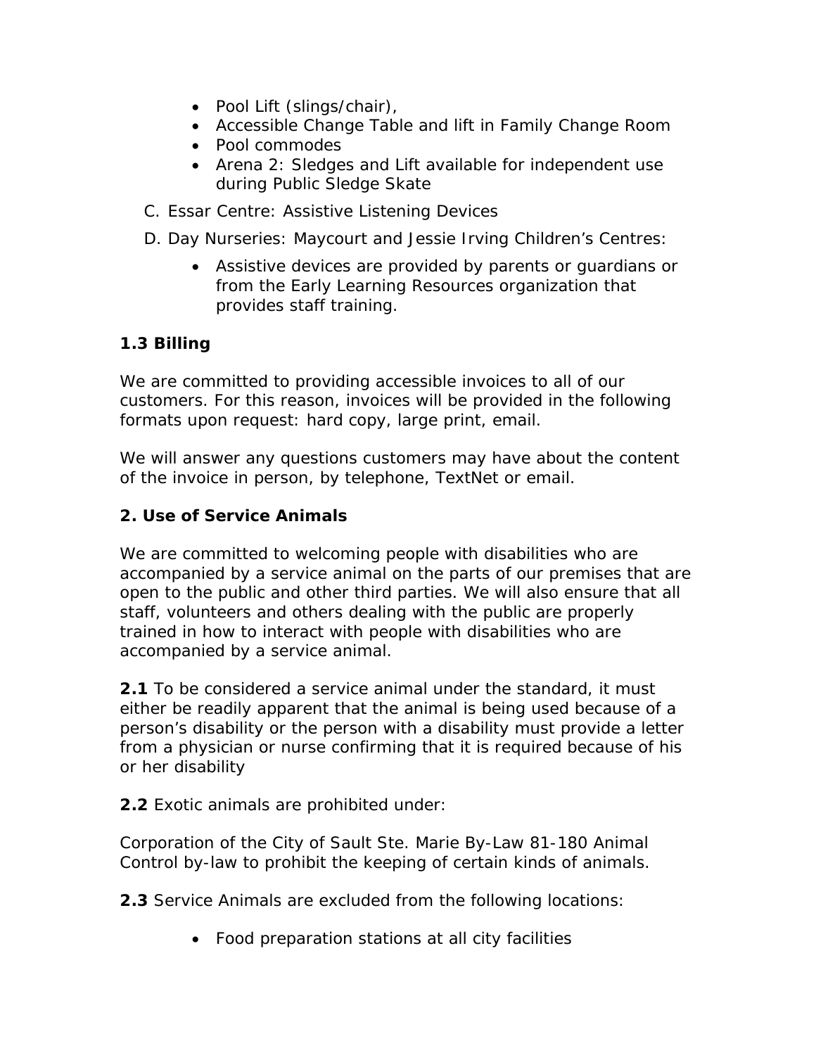- Pool Lift (slings/chair),
- Accessible Change Table and lift in Family Change Room
- Pool commodes
- Arena 2: Sledges and Lift available for independent use during Public Sledge Skate

C. Essar Centre: Assistive Listening Devices

D. Day Nurseries: Maycourt and Jessie Irving Children's Centres:

- Assistive devices are provided by parents or guardians or from the Early Learning Resources organization that provides staff training.

### 1.3 Billing

We are committed to providing accessible invoices to all of our customers. For this reason, invoices will be provided in the following formats upon request: hard copy, large print, email.

We will answer any questions customers may have about the content of the invoice in person, by telephone, TextNet or email.

## 2. Use of Service Animals

We are committed to welcoming people with disabilities who are accompanied by a service animal on the parts of our premises that are open to the public and other third parties. We will also ensure that all staff, volunteers and others dealing with the public are properly trained in how to interact with people with disabilities who are accompanied by a service animal.

**2.1** To be considered a service animal under the standard, it must either be readily apparent that the animal is being used because of a person's disability or the person with a disability must provide a letter from a physician or nurse confirming that it is required because of his or her disability

**2.2** Exotic animals are prohibited under:

Corporation of the City of Sault Ste. Marie By-Law 81-180 Animal Control by-law to prohibit the keeping of certain kinds of animals.

**2.3** Service Animals are excluded from the following locations:

- Food preparation stations at all city facilities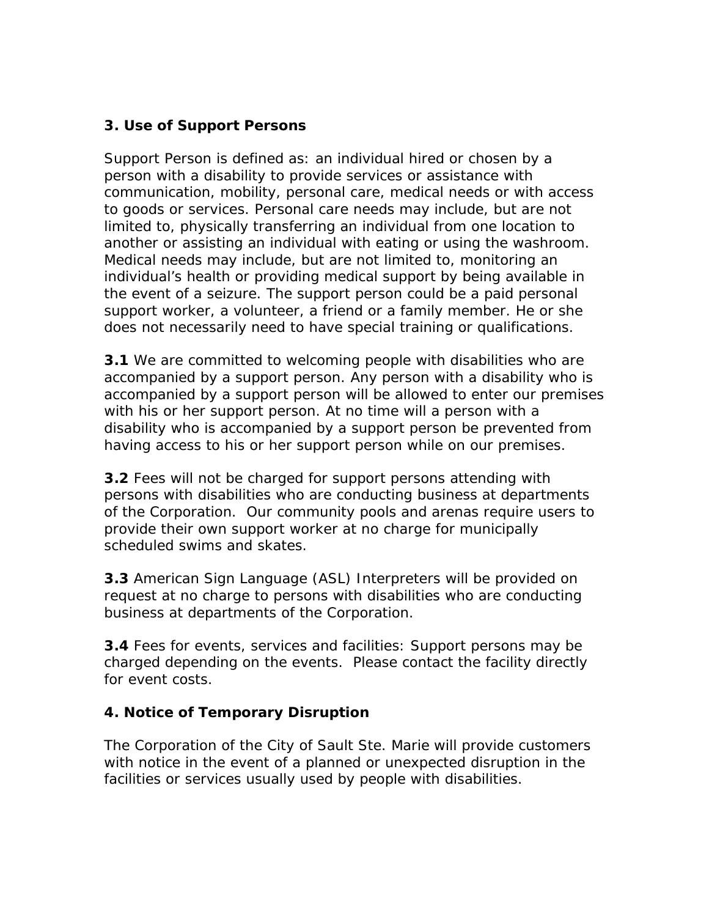### 3. Use of Support Persons

Support Person is defined as: an individual hired or chosen by a person with a disability to provide services or assistance with communication, mobility, personal care, medical needs or with access to goods or services. Personal care needs may include, but are not limited to, physically transferring an individual from one location to another or assisting an individual with eating or using the washroom. Medical needs may include, but are not limited to, monitoring an individual's health or providing medical support by being available in the event of a seizure. The support person could be a paid personal support worker, a volunteer, a friend or a family member. He or she does not necessarily need to have special training or qualifications.

**3.1** We are committed to welcoming people with disabilities who are accompanied by a support person. Any person with a disability who is accompanied by a support person will be allowed to enter our premises with his or her support person. At no time will a person with a disability who is accompanied by a support person be prevented from having access to his or her support person while on our premises.

**3.2** Fees will not be charged for support persons attending with persons with disabilities who are conducting business at departments of the Corporation. Our community pools and arenas require users to provide their own support worker at no charge for municipally scheduled swims and skates.

**3.3** American Sign Language (ASL) Interpreters will be provided on request at no charge to persons with disabilities who are conducting business at departments of the Corporation.

**3.4** Fees for events, services and facilities: Support persons may be charged depending on the events. Please contact the facility directly for event costs.

### 4. Notice of Temporary Disruption

The Corporation of the City of Sault Ste. Marie will provide customers with notice in the event of a planned or unexpected disruption in the facilities or services usually used by people with disabilities.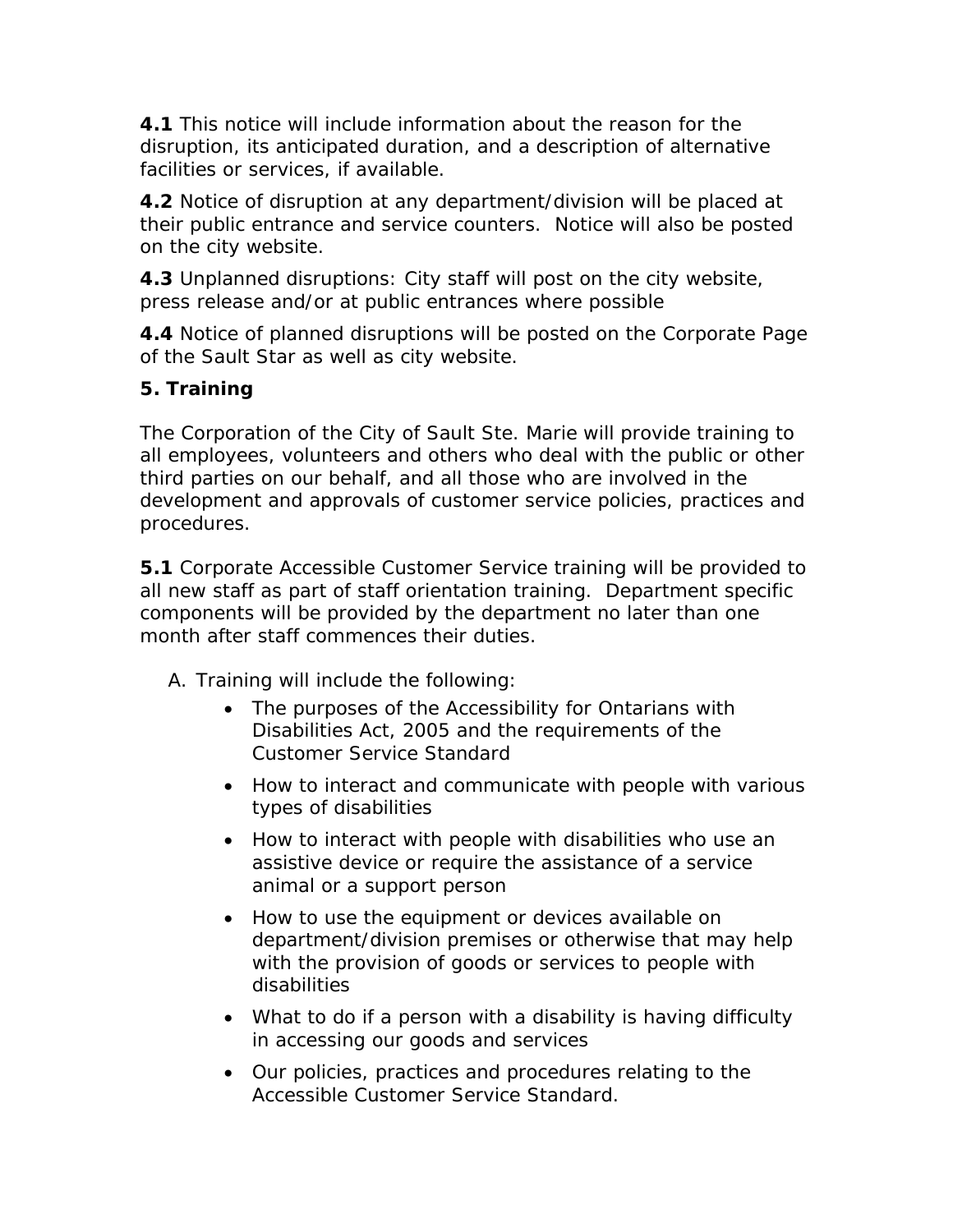**4.1** This notice will include information about the reason for the disruption, its anticipated duration, and a description of alternative facilities or services, if available.

**4.2** Notice of disruption at any department/division will be placed at their public entrance and service counters. Notice will also be posted on the city website.

**4.3** Unplanned disruptions: City staff will post on the city website, press release and/or at public entrances where possible

**4.4** Notice of planned disruptions will be posted on the Corporate Page of the Sault Star as well as city website.

## 5. Training

The Corporation of the City of Sault Ste. Marie will provide training to all employees, volunteers and others who deal with the public or other third parties on our behalf, and all those who are involved in the development and approvals of customer service policies, practices and procedures.

**5.1** Corporate Accessible Customer Service training will be provided to all new staff as part of staff orientation training. Department specific components will be provided by the department no later than one month after staff commences their duties.

A. Training will include the following:
   - The purposes of the Accessibility for Ontarians with Disabilities Act, 2005 and the requirements of the Customer Service Standard
   - How to interact and communicate with people with various types of disabilities
   - How to interact with people with disabilities who use an assistive device or require the assistance of a service animal or a support person
   - How to use the equipment or devices available on department/division premises or otherwise that may help with the provision of goods or services to people with disabilities
   - What to do if a person with a disability is having difficulty in accessing our goods and services
   - Our policies, practices and procedures relating to the Accessible Customer Service Standard.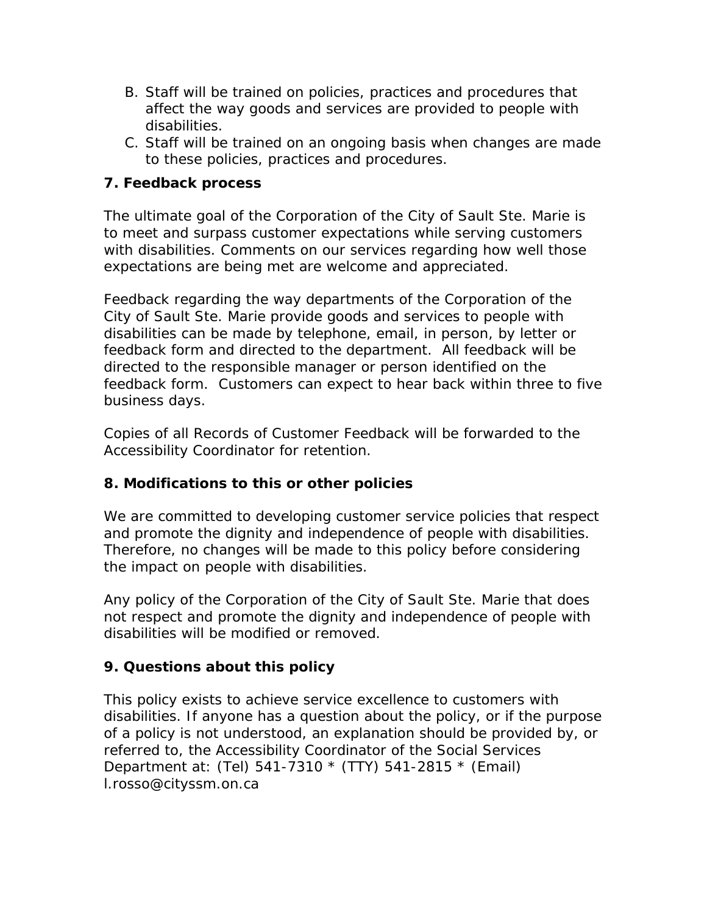B. Staff will be trained on policies, practices and procedures that affect the way goods and services are provided to people with disabilities.
C. Staff will be trained on an ongoing basis when changes are made to these policies, practices and procedures.

**7. Feedback process**

The ultimate goal of the Corporation of the City of Sault Ste. Marie is to meet and surpass customer expectations while serving customers with disabilities. Comments on our services regarding how well those expectations are being met are welcome and appreciated.

Feedback regarding the way departments of the Corporation of the City of Sault Ste. Marie provide goods and services to people with disabilities can be made by telephone, email, in person, by letter or feedback form and directed to the department. All feedback will be directed to the responsible manager or person identified on the feedback form. Customers can expect to hear back within three to five business days.

Copies of all Records of Customer Feedback will be forwarded to the Accessibility Coordinator for retention.

**8. Modifications to this or other policies**

We are committed to developing customer service policies that respect and promote the dignity and independence of people with disabilities. Therefore, no changes will be made to this policy before considering the impact on people with disabilities.

Any policy of the Corporation of the City of Sault Ste. Marie that does not respect and promote the dignity and independence of people with disabilities will be modified or removed.

**9. Questions about this policy**

This policy exists to achieve service excellence to customers with disabilities. If anyone has a question about the policy, or if the purpose of a policy is not understood, an explanation should be provided by, or referred to, the Accessibility Coordinator of the Social Services Department at: (Tel) 541-7310 * (TTY) 541-2815 * (Email) l.rosso@cityssm.on.ca